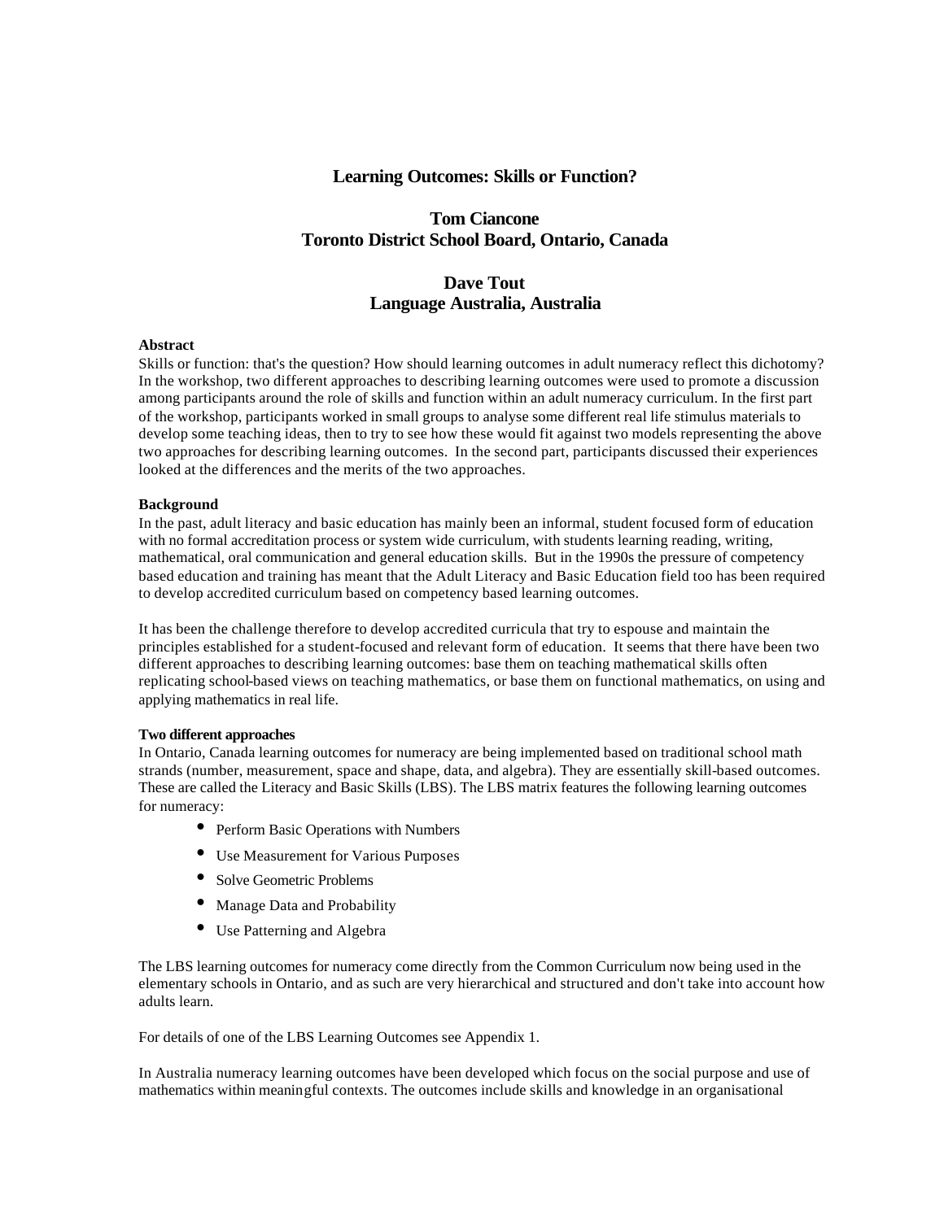# Learning Outcomes: Skills or Function?

**Tom Ciancone**
**Toronto District School Board, Ontario, Canada**

**Dave Tout**
**Language Australia, Australia**

**Abstract**

Skills or function: that's the question? How should learning outcomes in adult numeracy reflect this dichotomy? In the workshop, two different approaches to describing learning outcomes were used to promote a discussion among participants around the role of skills and function within an adult numeracy curriculum. In the first part of the workshop, participants worked in small groups to analyse some different real life stimulus materials to develop some teaching ideas, then to try to see how these would fit against two models representing the above two approaches for describing learning outcomes. In the second part, participants discussed their experiences looked at the differences and the merits of the two approaches.

**Background**

In the past, adult literacy and basic education has mainly been an informal, student focused form of education with no formal accreditation process or system wide curriculum, with students learning reading, writing, mathematical, oral communication and general education skills. But in the 1990s the pressure of competency based education and training has meant that the Adult Literacy and Basic Education field too has been required to develop accredited curriculum based on competency based learning outcomes.

It has been the challenge therefore to develop accredited curricula that try to espouse and maintain the principles established for a student-focused and relevant form of education. It seems that there have been two different approaches to describing learning outcomes: base them on teaching mathematical skills often replicating school-based views on teaching mathematics, or base them on functional mathematics, on using and applying mathematics in real life.

**Two different approaches**

In Ontario, Canada learning outcomes for numeracy are being implemented based on traditional school math strands (number, measurement, space and shape, data, and algebra). They are essentially skill-based outcomes. These are called the Literacy and Basic Skills (LBS). The LBS matrix features the following learning outcomes for numeracy:

- Perform Basic Operations with Numbers
- Use Measurement for Various Purposes
- Solve Geometric Problems
- Manage Data and Probability
- Use Patterning and Algebra

The LBS learning outcomes for numeracy come directly from the Common Curriculum now being used in the elementary schools in Ontario, and as such are very hierarchical and structured and don't take into account how adults learn.

For details of one of the LBS Learning Outcomes see Appendix 1.

In Australia numeracy learning outcomes have been developed which focus on the social purpose and use of mathematics within meaningful contexts. The outcomes include skills and knowledge in an organisational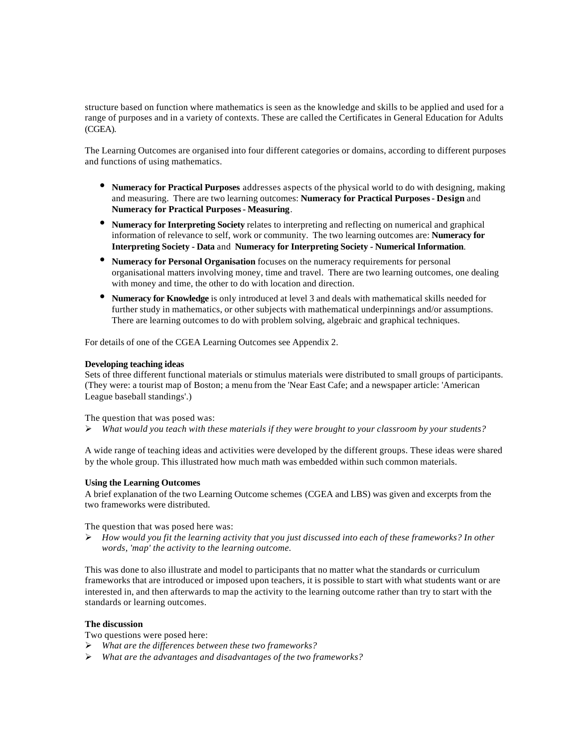structure based on function where mathematics is seen as the knowledge and skills to be applied and used for a range of purposes and in a variety of contexts. These are called the Certificates in General Education for Adults (CGEA).

The Learning Outcomes are organised into four different categories or domains, according to different purposes and functions of using mathematics.

- **Numeracy for Practical Purposes** addresses aspects of the physical world to do with designing, making and measuring. There are two learning outcomes: **Numeracy for Practical Purposes - Design** and **Numeracy for Practical Purposes - Measuring**.
- **Numeracy for Interpreting Society** relates to interpreting and reflecting on numerical and graphical information of relevance to self, work or community. The two learning outcomes are: **Numeracy for Interpreting Society - Data** and **Numeracy for Interpreting Society - Numerical Information**.
- **Numeracy for Personal Organisation** focuses on the numeracy requirements for personal organisational matters involving money, time and travel. There are two learning outcomes, one dealing with money and time, the other to do with location and direction.
- **Numeracy for Knowledge** is only introduced at level 3 and deals with mathematical skills needed for further study in mathematics, or other subjects with mathematical underpinnings and/or assumptions. There are learning outcomes to do with problem solving, algebraic and graphical techniques.

For details of one of the CGEA Learning Outcomes see Appendix 2.

**Developing teaching ideas**
Sets of three different functional materials or stimulus materials were distributed to small groups of participants. (They were: a tourist map of Boston; a menu from the 'Near East Cafe; and a newspaper article: 'American League baseball standings'.)

The question that was posed was:

- *What would you teach with these materials if they were brought to your classroom by your students?*

A wide range of teaching ideas and activities were developed by the different groups. These ideas were shared by the whole group. This illustrated how much math was embedded within such common materials.

**Using the Learning Outcomes**
A brief explanation of the two Learning Outcome schemes (CGEA and LBS) was given and excerpts from the two frameworks were distributed.

The question that was posed here was:

- *How would you fit the learning activity that you just discussed into each of these frameworks? In other words, 'map' the activity to the learning outcome.*

This was done to also illustrate and model to participants that no matter what the standards or curriculum frameworks that are introduced or imposed upon teachers, it is possible to start with what students want or are interested in, and then afterwards to map the activity to the learning outcome rather than try to start with the standards or learning outcomes.

**The discussion**
Two questions were posed here:

- *What are the differences between these two frameworks?*
- *What are the advantages and disadvantages of the two frameworks?*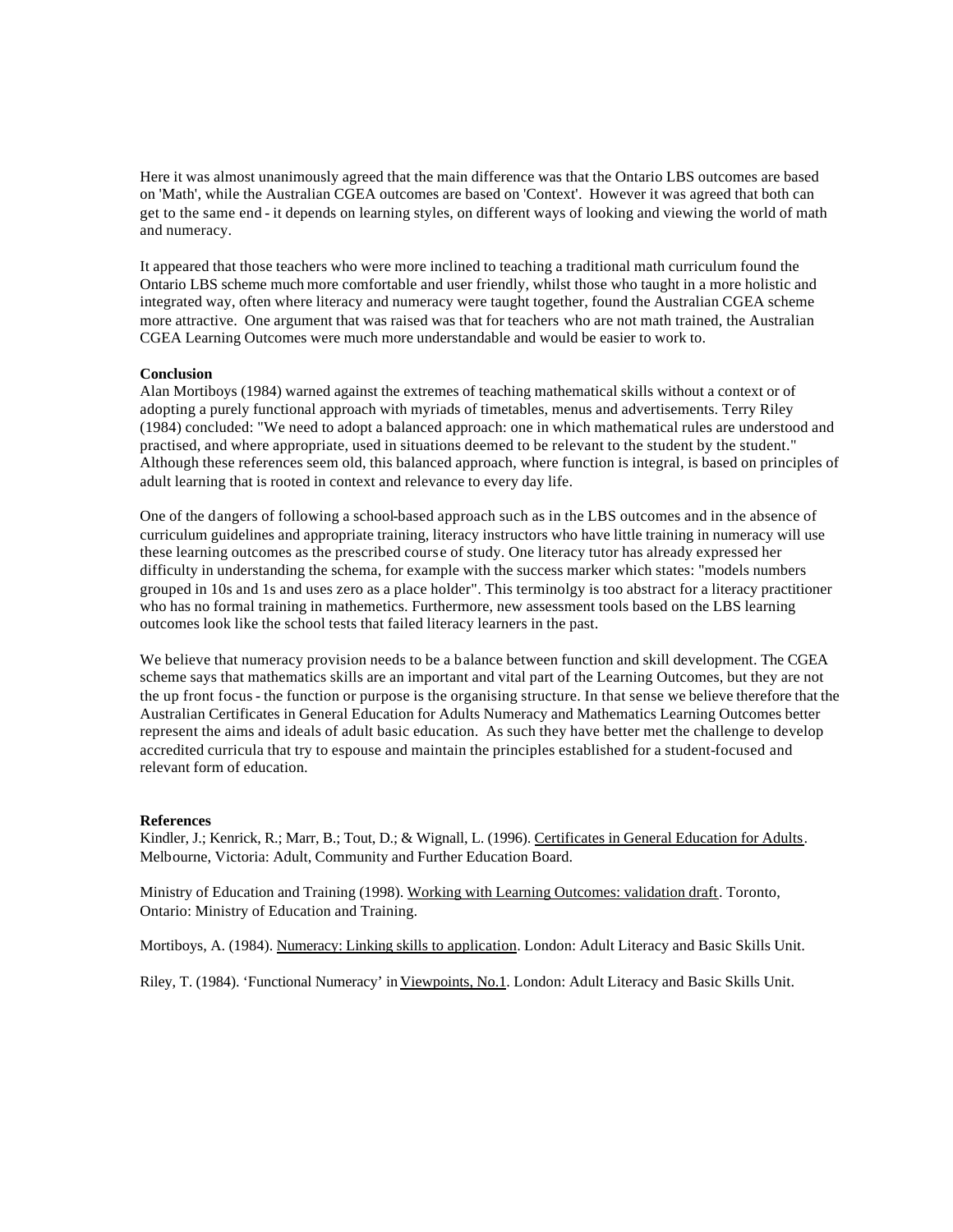Here it was almost unanimously agreed that the main difference was that the Ontario LBS outcomes are based on 'Math', while the Australian CGEA outcomes are based on 'Context'. However it was agreed that both can get to the same end - it depends on learning styles, on different ways of looking and viewing the world of math and numeracy.

It appeared that those teachers who were more inclined to teaching a traditional math curriculum found the Ontario LBS scheme much more comfortable and user friendly, whilst those who taught in a more holistic and integrated way, often where literacy and numeracy were taught together, found the Australian CGEA scheme more attractive. One argument that was raised was that for teachers who are not math trained, the Australian CGEA Learning Outcomes were much more understandable and would be easier to work to.

**Conclusion**

Alan Mortiboys (1984) warned against the extremes of teaching mathematical skills without a context or of adopting a purely functional approach with myriads of timetables, menus and advertisements. Terry Riley (1984) concluded: "We need to adopt a balanced approach: one in which mathematical rules are understood and practised, and where appropriate, used in situations deemed to be relevant to the student by the student." Although these references seem old, this balanced approach, where function is integral, is based on principles of adult learning that is rooted in context and relevance to every day life.

One of the dangers of following a school-based approach such as in the LBS outcomes and in the absence of curriculum guidelines and appropriate training, literacy instructors who have little training in numeracy will use these learning outcomes as the prescribed course of study. One literacy tutor has already expressed her difficulty in understanding the schema, for example with the success marker which states: "models numbers grouped in 10s and 1s and uses zero as a place holder". This terminolgy is too abstract for a literacy practitioner who has no formal training in mathemetics. Furthermore, new assessment tools based on the LBS learning outcomes look like the school tests that failed literacy learners in the past.

We believe that numeracy provision needs to be a balance between function and skill development. The CGEA scheme says that mathematics skills are an important and vital part of the Learning Outcomes, but they are not the up front focus - the function or purpose is the organising structure. In that sense we believe therefore that the Australian Certificates in General Education for Adults Numeracy and Mathematics Learning Outcomes better represent the aims and ideals of adult basic education. As such they have better met the challenge to develop accredited curricula that try to espouse and maintain the principles established for a student-focused and relevant form of education.

**References**

Kindler, J.; Kenrick, R.; Marr, B.; Tout, D.; & Wignall, L. (1996). Certificates in General Education for Adults. Melbourne, Victoria: Adult, Community and Further Education Board.

Ministry of Education and Training (1998). Working with Learning Outcomes: validation draft. Toronto, Ontario: Ministry of Education and Training.

Mortiboys, A. (1984). Numeracy: Linking skills to application. London: Adult Literacy and Basic Skills Unit.

Riley, T. (1984). 'Functional Numeracy' in Viewpoints, No.1. London: Adult Literacy and Basic Skills Unit.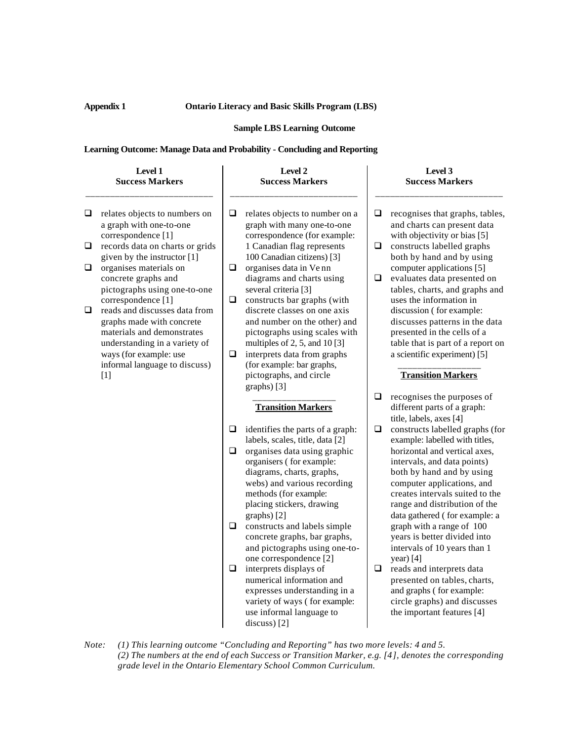**Appendix 1** **Ontario Literacy and Basic Skills Program (LBS)**

**Sample LBS Learning Outcome**

**Learning Outcome: Manage Data and Probability - Concluding and Reporting**

| **Level 1 Success Markers** | **Level 2 Success Markers** | **Level 3 Success Markers** |
|---|---|---|
| ❑ relates objects to numbers on a graph with one-to-one correspondence [1]<br>❑ records data on charts or grids given by the instructor [1]<br>❑ organises materials on concrete graphs and pictographs using one-to-one correspondence [1]<br>❑ reads and discusses data from graphs made with concrete materials and demonstrates understanding in a variety of ways (for example: use informal language to discuss) [1] | ❑ relates objects to number on a graph with many one-to-one correspondence (for example: 1 Canadian flag represents 100 Canadian citizens) [3]<br>❑ organises data in Venn diagrams and charts using several criteria [3]<br>❑ constructs bar graphs (with discrete classes on one axis and number on the other) and pictographs using scales with multiples of 2, 5, and 10 [3]<br>❑ interprets data from graphs (for example: bar graphs, pictographs, and circle graphs) [3]<br><br>**Transition Markers**<br><br>❑ identifies the parts of a graph: labels, scales, title, data [2]<br>❑ organises data using graphic organisers ( for example: diagrams, charts, graphs, webs) and various recording methods (for example: placing stickers, drawing graphs) [2]<br>❑ constructs and labels simple concrete graphs, bar graphs, and pictographs using one-to-one correspondence [2]<br>❑ interprets displays of numerical information and expresses understanding in a variety of ways ( for example: use informal language to discuss) [2] | ❑ recognises that graphs, tables, and charts can present data with objectivity or bias [5]<br>❑ constructs labelled graphs both by hand and by using computer applications [5]<br>❑ evaluates data presented on tables, charts, and graphs and uses the information in discussion ( for example: discusses patterns in the data presented in the cells of a table that is part of a report on a scientific experiment) [5]<br><br>**Transition Markers**<br><br>❑ recognises the purposes of different parts of a graph: title, labels, axes [4]<br>❑ constructs labelled graphs (for example: labelled with titles, horizontal and vertical axes, intervals, and data points) both by hand and by using computer applications, and creates intervals suited to the range and distribution of the data gathered ( for example: a graph with a range of 100 years is better divided into intervals of 10 years than 1 year) [4]<br>❑ reads and interprets data presented on tables, charts, and graphs ( for example: circle graphs) and discusses the important features [4] |

*Note: (1) This learning outcome "Concluding and Reporting" has two more levels: 4 and 5.*
*(2) The numbers at the end of each Success or Transition Marker, e.g. [4], denotes the corresponding grade level in the Ontario Elementary School Common Curriculum.*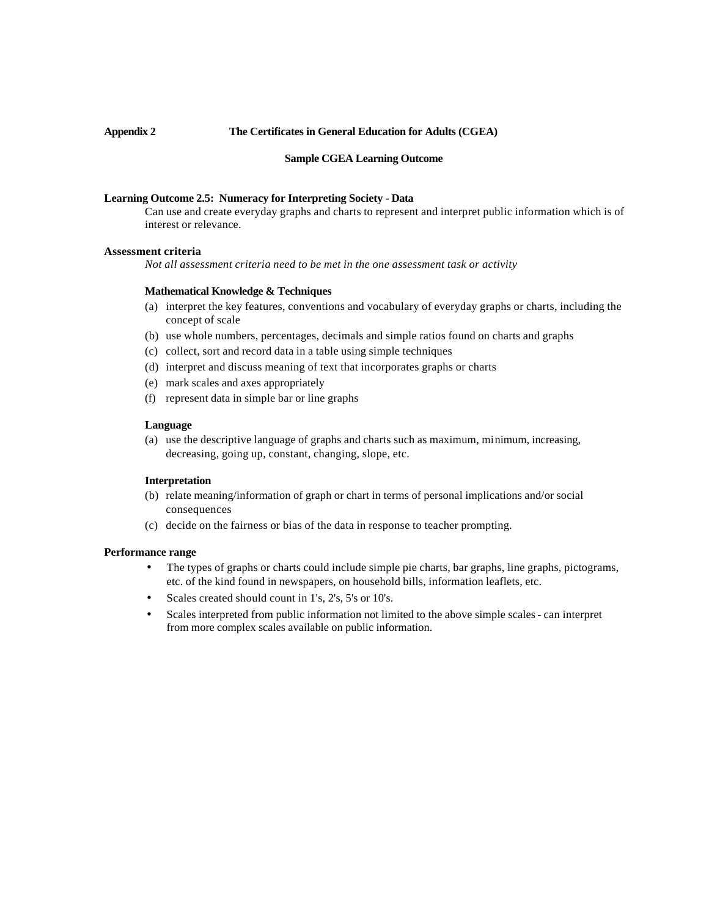**Appendix 2 The Certificates in General Education for Adults (CGEA)**

**Sample CGEA Learning Outcome**

**Learning Outcome 2.5: Numeracy for Interpreting Society - Data**

Can use and create everyday graphs and charts to represent and interpret public information which is of interest or relevance.

**Assessment criteria**

*Not all assessment criteria need to be met in the one assessment task or activity*

**Mathematical Knowledge & Techniques**

(a) interpret the key features, conventions and vocabulary of everyday graphs or charts, including the concept of scale
(b) use whole numbers, percentages, decimals and simple ratios found on charts and graphs
(c) collect, sort and record data in a table using simple techniques
(d) interpret and discuss meaning of text that incorporates graphs or charts
(e) mark scales and axes appropriately
(f) represent data in simple bar or line graphs

**Language**

(a) use the descriptive language of graphs and charts such as maximum, minimum, increasing, decreasing, going up, constant, changing, slope, etc.

**Interpretation**

(b) relate meaning/information of graph or chart in terms of personal implications and/or social consequences
(c) decide on the fairness or bias of the data in response to teacher prompting.

**Performance range**

- The types of graphs or charts could include simple pie charts, bar graphs, line graphs, pictograms, etc. of the kind found in newspapers, on household bills, information leaflets, etc.
- Scales created should count in 1's, 2's, 5's or 10's.
- Scales interpreted from public information not limited to the above simple scales - can interpret from more complex scales available on public information.